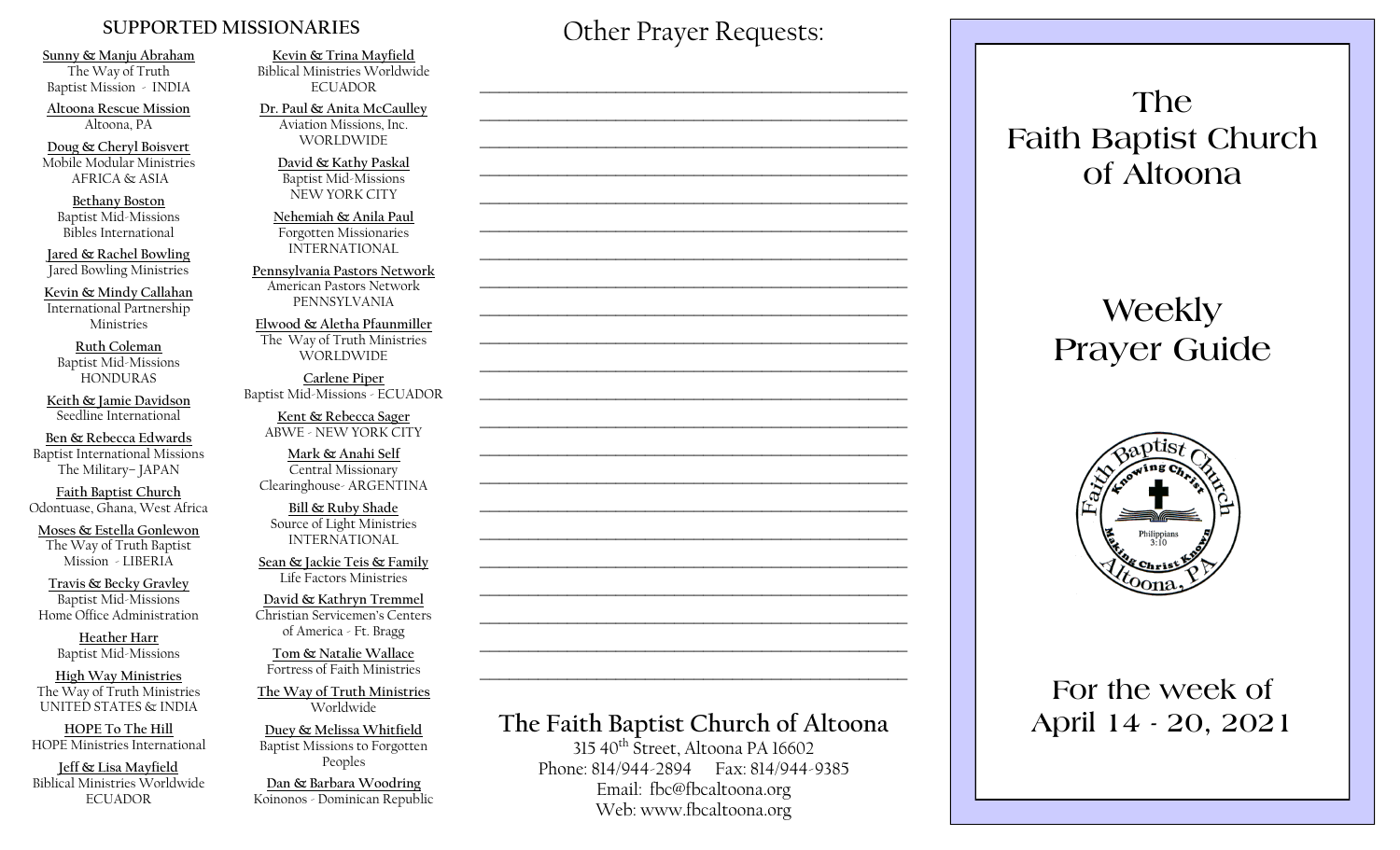## SUPPORTED MISSIONARIES

**Sunny & Manju Abraham**
The Way of Truth Baptist Mission - INDIA

**Altoona Rescue Mission**
Altoona, PA

**Doug & Cheryl Boisvert**
Mobile Modular Ministries
AFRICA & ASIA

**Bethany Boston**
Baptist Mid-Missions
Bibles International

**Jared & Rachel Bowling**
Jared Bowling Ministries

**Kevin & Mindy Callahan**
International Partnership Ministries

**Ruth Coleman**
Baptist Mid-Missions
HONDURAS

**Keith & Jamie Davidson**
Seedline International

**Ben & Rebecca Edwards**
Baptist International Missions
The Military– JAPAN

**Faith Baptist Church**
Odontuase, Ghana, West Africa

**Moses & Estella Gonlewon**
The Way of Truth Baptist Mission - LIBERIA

**Travis & Becky Gravley**
Baptist Mid-Missions
Home Office Administration

**Heather Harr**
Baptist Mid-Missions

**High Way Ministries**
The Way of Truth Ministries
UNITED STATES & INDIA

**HOPE To The Hill**
HOPE Ministries International

**Jeff & Lisa Mayfield**
Biblical Ministries Worldwide
ECUADOR

**Kevin & Trina Mayfield**
Biblical Ministries Worldwide
ECUADOR

**Dr. Paul & Anita McCaulley**
Aviation Missions, Inc.
WORLDWIDE

**David & Kathy Paskal**
Baptist Mid-Missions
NEW YORK CITY

**Nehemiah & Anila Paul**
Forgotten Missionaries
INTERNATIONAL

**Pennsylvania Pastors Network**
American Pastors Network
PENNSYLVANIA

**Elwood & Aletha Pfaunmiller**
The Way of Truth Ministries
WORLDWIDE

**Carlene Piper**
Baptist Mid-Missions - ECUADOR

**Kent & Rebecca Sager**
ABWE - NEW YORK CITY

**Mark & Anahi Self**
Central Missionary Clearinghouse- ARGENTINA

**Bill & Ruby Shade**
Source of Light Ministries
INTERNATIONAL

**Sean & Jackie Teis & Family**
Life Factors Ministries

**David & Kathryn Tremmel**
Christian Servicemen's Centers of America - Ft. Bragg

**Tom & Natalie Wallace**
Fortress of Faith Ministries

**The Way of Truth Ministries**
Worldwide

**Duey & Melissa Whitfield**
Baptist Missions to Forgotten Peoples

**Dan & Barbara Woodring**
Koinonos - Dominican Republic

## Other Prayer Requests:

_______________________________________________
_______________________________________________
_______________________________________________
_______________________________________________
_______________________________________________
_______________________________________________
_______________________________________________
_______________________________________________
_______________________________________________
_______________________________________________
_______________________________________________
_______________________________________________
_______________________________________________
_______________________________________________
_______________________________________________
_______________________________________________
_______________________________________________
_______________________________________________
_______________________________________________
_______________________________________________
_______________________________________________
_______________________________________________

## The Faith Baptist Church of Altoona

315 40th Street, Altoona PA 16602
Phone: 814/944-2894 Fax: 814/944-9385
Email: fbc@fbcaltoona.org
Web: www.fbcaltoona.org

# The Faith Baptist Church of Altoona

# Weekly Prayer Guide

Faith Baptist Church
Knowing Christ
Philippians 3:10
Making Christ Known
Altoona, PA

## For the week of April 14 - 20, 2021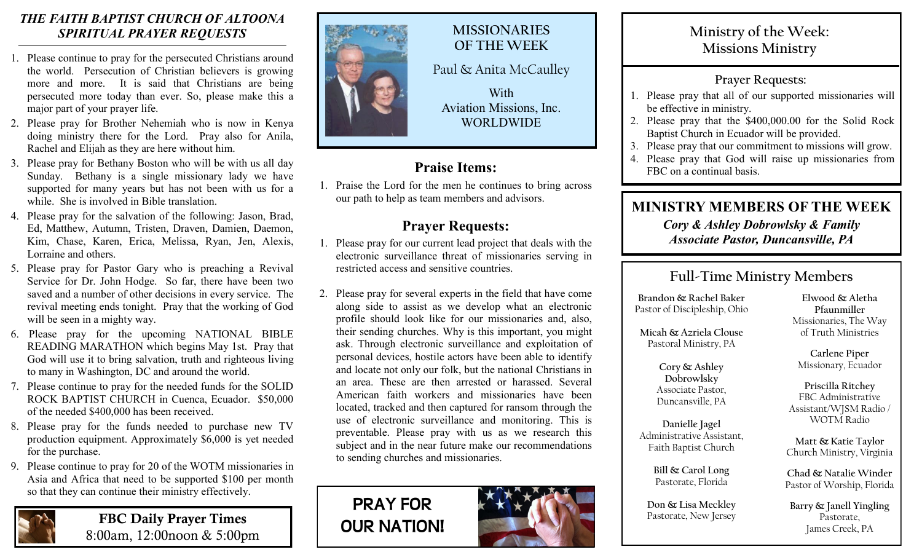## *THE FAITH BAPTIST CHURCH OF ALTOONA SPIRITUAL PRAYER REQUESTS*

1. Please continue to pray for the persecuted Christians around the world. Persecution of Christian believers is growing more and more. It is said that Christians are being persecuted more today than ever. So, please make this a major part of your prayer life.
2. Please pray for Brother Nehemiah who is now in Kenya doing ministry there for the Lord. Pray also for Anila, Rachel and Elijah as they are here without him.
3. Please pray for Bethany Boston who will be with us all day Sunday. Bethany is a single missionary lady we have supported for many years but has not been with us for a while. She is involved in Bible translation.
4. Please pray for the salvation of the following: Jason, Brad, Ed, Matthew, Autumn, Tristen, Draven, Damien, Daemon, Kim, Chase, Karen, Erica, Melissa, Ryan, Jen, Alexis, Lorraine and others.
5. Please pray for Pastor Gary who is preaching a Revival Service for Dr. John Hodge. So far, there have been two saved and a number of other decisions in every service. The revival meeting ends tonight. Pray that the working of God will be seen in a mighty way.
6. Please pray for the upcoming NATIONAL BIBLE READING MARATHON which begins May 1st. Pray that God will use it to bring salvation, truth and righteous living to many in Washington, DC and around the world.
7. Please continue to pray for the needed funds for the SOLID ROCK BAPTIST CHURCH in Cuenca, Ecuador. $50,000 of the needed $400,000 has been received.
8. Please pray for the funds needed to purchase new TV production equipment. Approximately $6,000 is yet needed for the purchase.
9. Please continue to pray for 20 of the WOTM missionaries in Asia and Africa that need to be supported $100 per month so that they can continue their ministry effectively.

**FBC Daily Prayer Times**
8:00am, 12:00noon & 5:00pm

## MISSIONARIES OF THE WEEK

Paul & Anita McCaulley

With
Aviation Missions, Inc.
WORLDWIDE

### Praise Items:

1. Praise the Lord for the men he continues to bring across our path to help as team members and advisors.

### Prayer Requests:

1. Please pray for our current lead project that deals with the electronic surveillance threat of missionaries serving in restricted access and sensitive countries.
2. Please pray for several experts in the field that have come along side to assist as we develop what an electronic profile should look like for our missionaries and, also, their sending churches. Why is this important, you might ask. Through electronic surveillance and exploitation of personal devices, hostile actors have been able to identify and locate not only our folk, but the national Christians in an area. These are then arrested or harassed. Several American faith workers and missionaries have been located, tracked and then captured for ransom through the use of electronic surveillance and monitoring. This is preventable. Please pray with us as we research this subject and in the near future make our recommendations to sending churches and missionaries.

**PRAY FOR OUR NATION!**

## Ministry of the Week: Missions Ministry

### Prayer Requests:

1. Please pray that all of our supported missionaries will be effective in ministry.
2. Please pray that the $400,000.00 for the Solid Rock Baptist Church in Ecuador will be provided.
3. Please pray that our commitment to missions will grow.
4. Please pray that God will raise up missionaries from FBC on a continual basis.

## MINISTRY MEMBERS OF THE WEEK

***Cory & Ashley Dobrowlsky & Family***
***Associate Pastor, Duncansville, PA***

## Full-Time Ministry Members

**Brandon & Rachel Baker**
Pastor of Discipleship, Ohio

**Micah & Azriela Clouse**
Pastoral Ministry, PA

**Cory & Ashley Dobrowlsky**
Associate Pastor, Duncansville, PA

**Danielle Jagel**
Administrative Assistant, Faith Baptist Church

**Bill & Carol Long**
Pastorate, Florida

**Don & Lisa Meckley**
Pastorate, New Jersey

**Elwood & Aletha Pfaunmiller**
Missionaries, The Way of Truth Ministries

**Carlene Piper**
Missionary, Ecuador

**Priscilla Ritchey**
FBC Administrative Assistant/WJSM Radio / WOTM Radio

**Matt & Katie Taylor**
Church Ministry, Virginia

**Chad & Natalie Winder**
Pastor of Worship, Florida

**Barry & Janell Yingling**
Pastorate, James Creek, PA